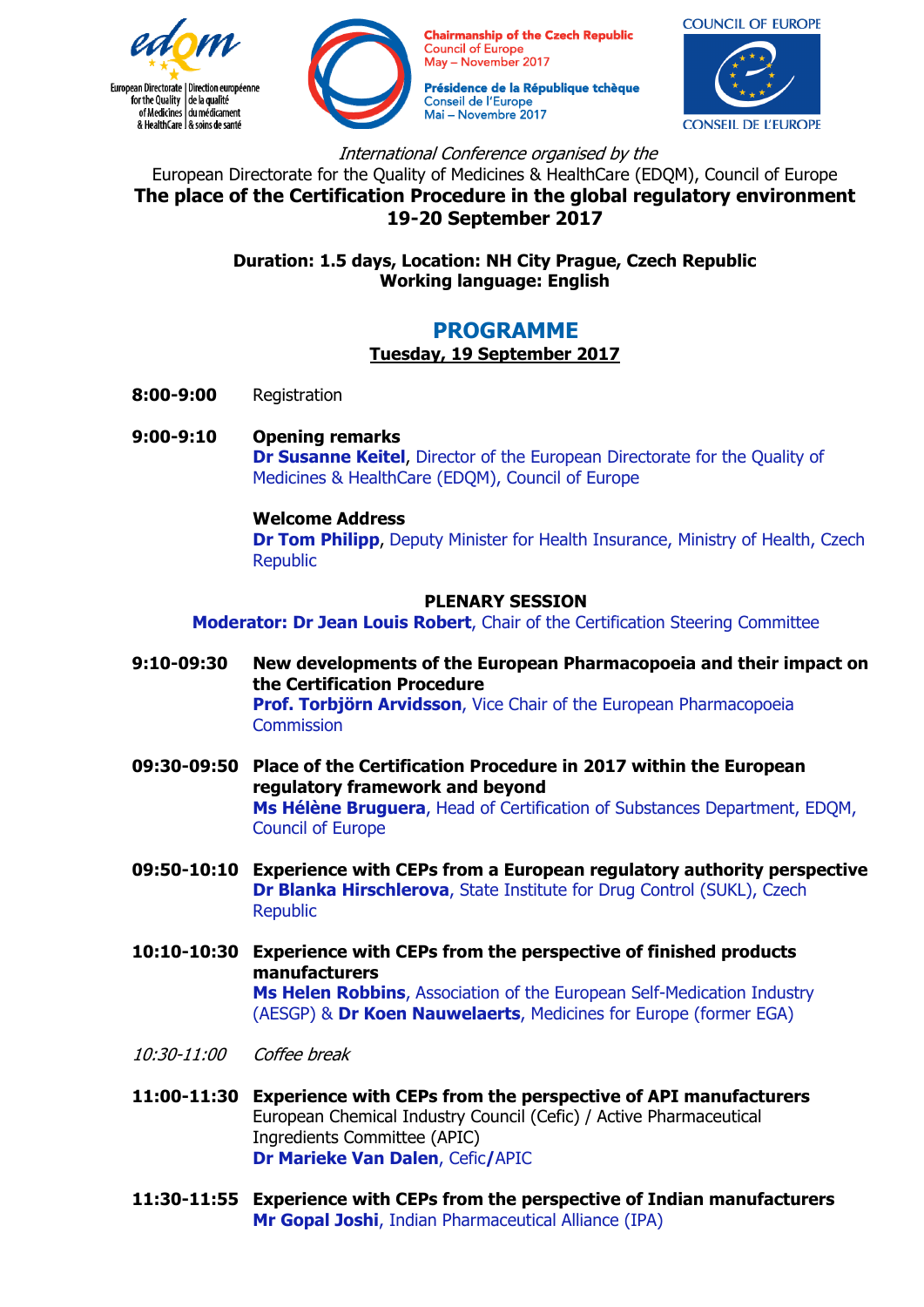European Directorate for the Quality of Medicines & HealthCare | Direction européenne de la qualité du médicament & soins de santé

**Chairmanship of the Czech Republic**
Council of Europe
May – November 2017

**Présidence de la République tchèque**
Conseil de l'Europe
Mai – Novembre 2017

COUNCIL OF EUROPE
CONSEIL DE L'EUROPE

*International Conference organised by the*
European Directorate for the Quality of Medicines & HealthCare (EDQM), Council of Europe

# The place of the Certification Procedure in the global regulatory environment
## 19-20 September 2017

**Duration: 1.5 days, Location: NH City Prague, Czech Republic**
**Working language: English**

## PROGRAMME

### Tuesday, 19 September 2017

**8:00-9:00** Registration

**9:00-9:10** **Opening remarks**
**Dr Susanne Keitel**, Director of the European Directorate for the Quality of Medicines & HealthCare (EDQM), Council of Europe

**Welcome Address**
**Dr Tom Philipp**, Deputy Minister for Health Insurance, Ministry of Health, Czech Republic

**PLENARY SESSION**

**Moderator: Dr Jean Louis Robert**, Chair of the Certification Steering Committee

**9:10-09:30** **New developments of the European Pharmacopoeia and their impact on the Certification Procedure**
**Prof. Torbjörn Arvidsson**, Vice Chair of the European Pharmacopoeia Commission

**09:30-09:50** **Place of the Certification Procedure in 2017 within the European regulatory framework and beyond**
**Ms Hélène Bruguera**, Head of Certification of Substances Department, EDQM, Council of Europe

**09:50-10:10** **Experience with CEPs from a European regulatory authority perspective**
**Dr Blanka Hirschlerova**, State Institute for Drug Control (SUKL), Czech Republic

**10:10-10:30** **Experience with CEPs from the perspective of finished products manufacturers**
**Ms Helen Robbins**, Association of the European Self-Medication Industry (AESGP) & **Dr Koen Nauwelaerts**, Medicines for Europe (former EGA)

*10:30-11:00* *Coffee break*

**11:00-11:30** **Experience with CEPs from the perspective of API manufacturers**
European Chemical Industry Council (Cefic) / Active Pharmaceutical Ingredients Committee (APIC)
**Dr Marieke Van Dalen**, Cefic/APIC

**11:30-11:55** **Experience with CEPs from the perspective of Indian manufacturers**
**Mr Gopal Joshi**, Indian Pharmaceutical Alliance (IPA)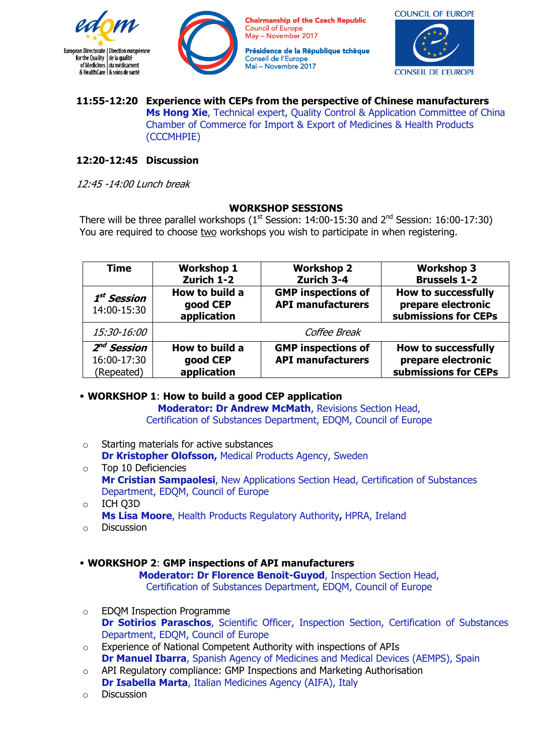**11:55-12:20 Experience with CEPs from the perspective of Chinese manufacturers**
**Ms Hong Xie**, Technical expert, Quality Control & Application Committee of China Chamber of Commerce for Import & Export of Medicines & Health Products (CCCMHPIE)

**12:20-12:45 Discussion**

*12:45 -14:00 Lunch break*

## WORKSHOP SESSIONS

There will be three parallel workshops (1st Session: 14:00-15:30 and 2nd Session: 16:00-17:30) You are required to choose two workshops you wish to participate in when registering.

| Time | Workshop 1 Zurich 1-2 | Workshop 2 Zurich 3-4 | Workshop 3 Brussels 1-2 |
|---|---|---|---|
| *1st Session* 14:00-15:30 | **How to build a good CEP application** | **GMP inspections of API manufacturers** | **How to successfully prepare electronic submissions for CEPs** |
| *15:30-16:00* | *Coffee Break* | | |
| *2nd Session* 16:00-17:30 (Repeated) | **How to build a good CEP application** | **GMP inspections of API manufacturers** | **How to successfully prepare electronic submissions for CEPs** |

- **WORKSHOP 1**: **How to build a good CEP application**

  **Moderator: Dr Andrew McMath**, Revisions Section Head, Certification of Substances Department, EDQM, Council of Europe

  - Starting materials for active substances
    **Dr Kristopher Olofsson,** Medical Products Agency, Sweden
  - Top 10 Deficiencies
    **Mr Cristian Sampaolesi**, New Applications Section Head, Certification of Substances Department, EDQM, Council of Europe
  - ICH Q3D
    **Ms Lisa Moore**, Health Products Regulatory Authority**,** HPRA, Ireland
  - Discussion

- **WORKSHOP 2**: **GMP inspections of API manufacturers**

  **Moderator: Dr Florence Benoit-Guyod**, Inspection Section Head, Certification of Substances Department, EDQM, Council of Europe

  - EDQM Inspection Programme
    **Dr Sotirios Paraschos**, Scientific Officer, Inspection Section, Certification of Substances Department, EDQM, Council of Europe
  - Experience of National Competent Authority with inspections of APIs
    **Dr Manuel Ibarra**, Spanish Agency of Medicines and Medical Devices (AEMPS), Spain
  - API Regulatory compliance: GMP Inspections and Marketing Authorisation
    **Dr Isabella Marta**, Italian Medicines Agency (AIFA), Italy
  - Discussion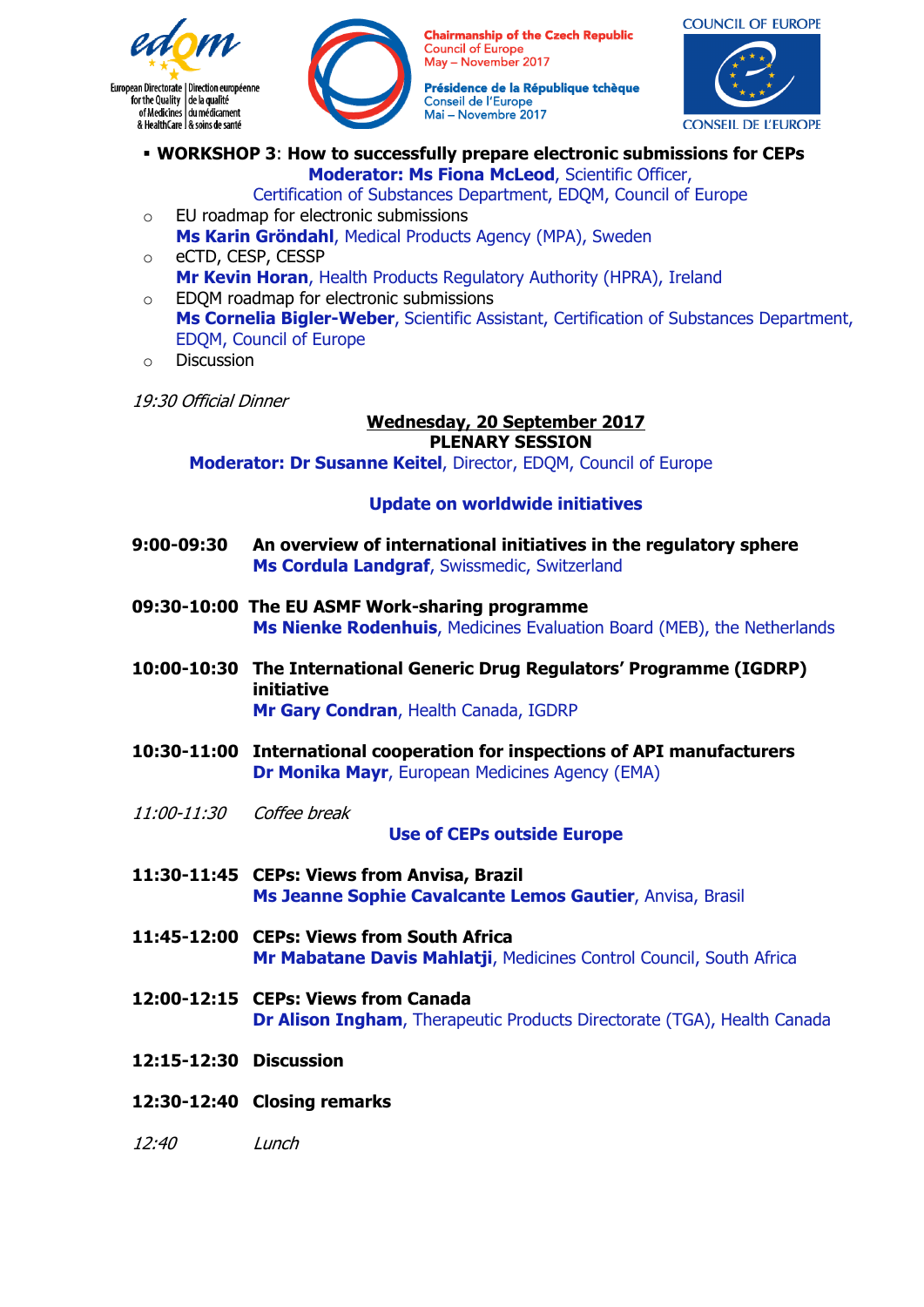- **WORKSHOP 3**: **How to successfully prepare electronic submissions for CEPs**
  **Moderator: Ms Fiona McLeod**, Scientific Officer, Certification of Substances Department, EDQM, Council of Europe
  - EU roadmap for electronic submissions
    **Ms Karin Gröndahl**, Medical Products Agency (MPA), Sweden
  - eCTD, CESP, CESSP
    **Mr Kevin Horan**, Health Products Regulatory Authority (HPRA), Ireland
  - EDQM roadmap for electronic submissions
    **Ms Cornelia Bigler-Weber**, Scientific Assistant, Certification of Substances Department, EDQM, Council of Europe
  - Discussion

*19:30 Official Dinner*

## Wednesday, 20 September 2017

**PLENARY SESSION**

**Moderator: Dr Susanne Keitel**, Director, EDQM, Council of Europe

### Update on worldwide initiatives

**9:00-09:30** **An overview of international initiatives in the regulatory sphere**
**Ms Cordula Landgraf**, Swissmedic, Switzerland

**09:30-10:00** **The EU ASMF Work-sharing programme**
**Ms Nienke Rodenhuis**, Medicines Evaluation Board (MEB), the Netherlands

**10:00-10:30** **The International Generic Drug Regulators' Programme (IGDRP) initiative**
**Mr Gary Condran**, Health Canada, IGDRP

**10:30-11:00** **International cooperation for inspections of API manufacturers**
**Dr Monika Mayr**, European Medicines Agency (EMA)

*11:00-11:30* *Coffee break*

### Use of CEPs outside Europe

**11:30-11:45** **CEPs: Views from Anvisa, Brazil**
**Ms Jeanne Sophie Cavalcante Lemos Gautier**, Anvisa, Brasil

**11:45-12:00** **CEPs: Views from South Africa**
**Mr Mabatane Davis Mahlatji**, Medicines Control Council, South Africa

**12:00-12:15** **CEPs: Views from Canada**
**Dr Alison Ingham**, Therapeutic Products Directorate (TGA), Health Canada

**12:15-12:30** **Discussion**

**12:30-12:40** **Closing remarks**

*12:40* *Lunch*